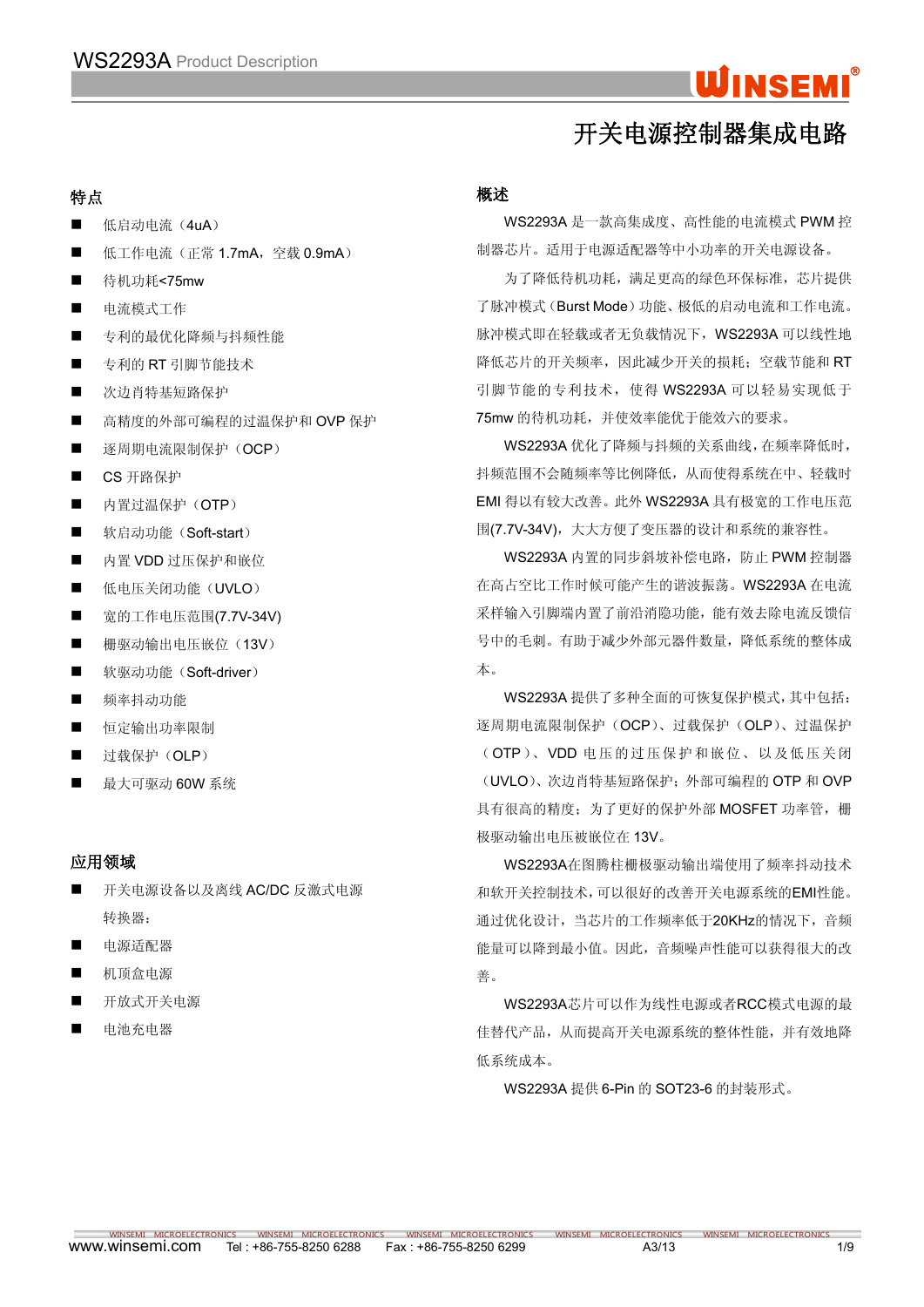# 开关电源控制器集成电路

## 特点

- 低启动电流（4uA）
- 低工作电流（正常 1.7mA，空载 0.9mA）
- 待机功耗<75mw
- 电流模式工作
- 专利的最优化降频与抖频性能
- 专利的 RT 引脚节能技术
- 次边肖特基短路保护
- 高精度的外部可编程的过温保护和 OVP 保护
- 逐周期电流限制保护（OCP）
- CS 开路保护
- 内置过温保护（OTP）
- 软启动功能（Soft-start）
- 内置 VDD 过压保护和嵌位
- 低电压关闭功能（UVLO）
- 宽的工作电压范围(7.7V-34V)
- 栅驱动输出电压嵌位（13V）
- 软驱动功能（Soft-driver）
- 频率抖动功能
- 恒定输出功率限制
- 过载保护（OLP）
- 最大可驱动 60W 系统

## 应用领域

- 开关电源设备以及离线 AC/DC 反激式电源转换器：
- 电源适配器
- 机顶盒电源
- 开放式开关电源
- 电池充电器

## 概述

WS2293A 是一款高集成度、高性能的电流模式 PWM 控制器芯片。适用于电源适配器等中小功率的开关电源设备。

为了降低待机功耗，满足更高的绿色环保标准，芯片提供了脉冲模式（Burst Mode）功能、极低的启动电流和工作电流。脉冲模式即在轻载或者无负载情况下，WS2293A 可以线性地降低芯片的开关频率，因此减少开关的损耗；空载节能和 RT 引脚节能的专利技术，使得 WS2293A 可以轻易实现低于 75mw 的待机功耗，并使效率能优于能效六的要求。

WS2293A 优化了降频与抖频的关系曲线，在频率降低时，抖频范围不会随频率等比例降低，从而使得系统在中、轻载时 EMI 得以有效大改善。此外 WS2293A 具有极宽的工作电压范围(7.7V-34V)，大大方便了变压器的设计和系统的兼容性。

WS2293A 内置的同步斜坡补偿电路，防止 PWM 控制器在高占空比工作时候可能产生的谐波振荡。WS2293A 在电流采样输入引脚端内置了前沿消隐功能，能有效去除电流反馈信号中的毛刺。有助于减少外部元器件数量，降低系统的整体成本。

WS2293A 提供了多种全面的可恢复保护模式，其中包括：逐周期电流限制保护（OCP）、过载保护（OLP）、过温保护（OTP）、VDD 电压的过压保护和嵌位、以及低压关闭（UVLO）、次边肖特基短路保护；外部可编程的 OTP 和 OVP 具有很高的精度；为了更好的保护外部 MOSFET 功率管，栅极驱动输出电压被嵌位在 13V。

WS2293A在图腾柱栅极驱动输出端使用了频率抖动技术和软开关控制技术，可以很好的改善开关电源系统的EMI性能。通过优化设计，当芯片的工作频率低于20KHz的情况下，音频能量可以降到最小值。因此，音频噪声性能可以获得很大的改善。

WS2293A芯片可以作为线性电源或者RCC模式电源的最佳替代产品，从而提高开关电源系统的整体性能，并有效地降低系统成本。

WS2293A 提供 6-Pin 的 SOT23-6 的封装形式。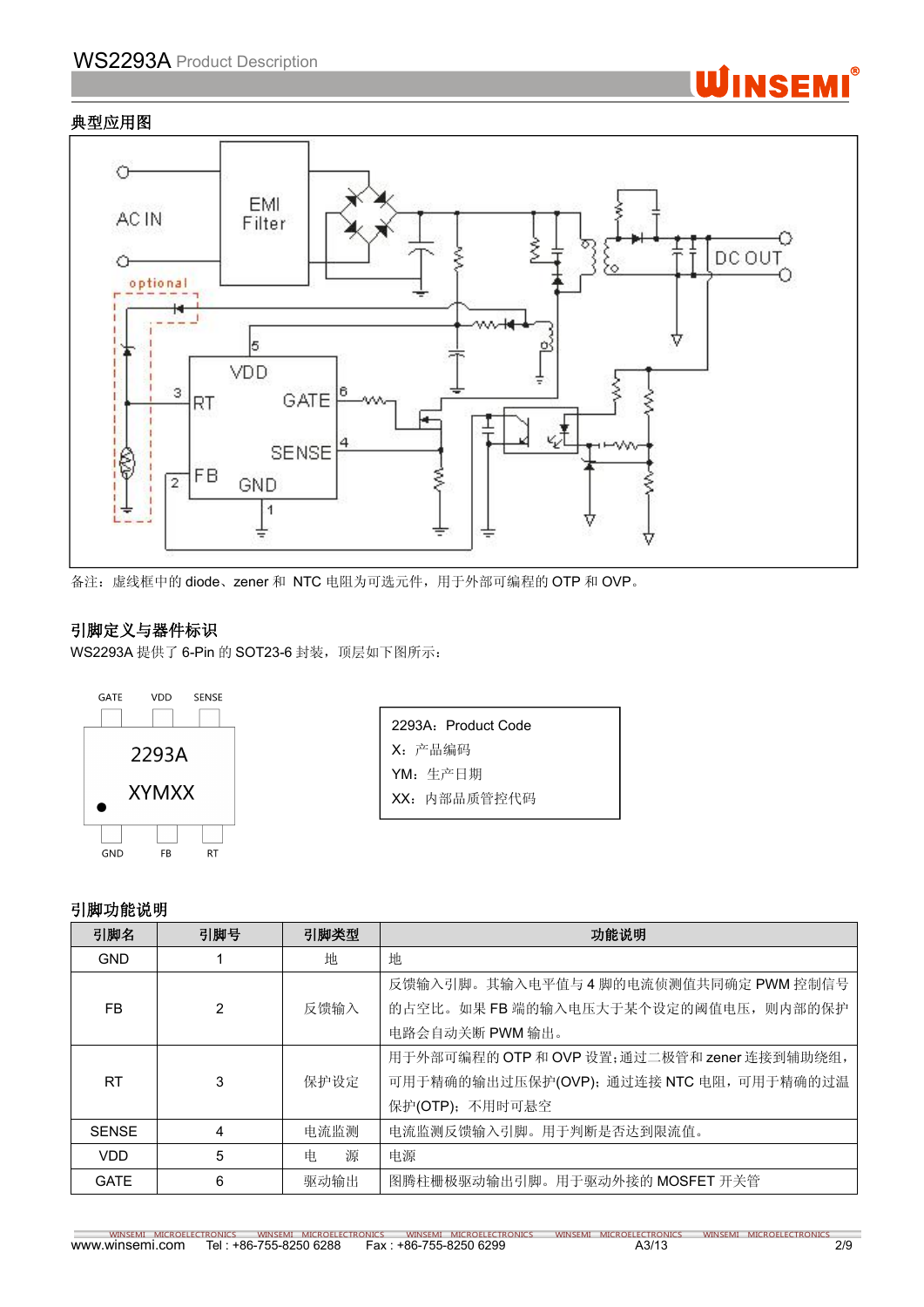## 典型应用图

AC IN

EMI Filter

DC OUT

optional

VDD

RT

GATE

SENSE

FB

GND

备注：虚线框中的 diode、zener 和 NTC 电阻为可选元件，用于外部可编程的 OTP 和 OVP。

## 引脚定义与器件标识

WS2293A 提供了 6-Pin 的 SOT23-6 封装，顶层如下图所示：

GATE VDD SENSE

2293A

XYMXX

GND FB RT

2293A：Product Code

X：产品编码

YM：生产日期

XX：内部品质管控代码

## 引脚功能说明

| 引脚名 | 引脚号 | 引脚类型 | 功能说明 |
|---|---|---|---|
| GND | 1 | 地 | 地 |
| FB | 2 | 反馈输入 | 反馈输入引脚。其输入电平值与 4 脚的电流侦测值共同确定 PWM 控制信号的占空比。如果 FB 端的输入电压大于某个设定的阈值电压，则内部的保护电路会自动关断 PWM 输出。 |
| RT | 3 | 保护设定 | 用于外部可编程的 OTP 和 OVP 设置;通过二极管和 zener 连接到辅助绕组，可用于精确的输出过压保护(OVP)；通过连接 NTC 电阻，可用于精确的过温保护(OTP)；不用时可悬空 |
| SENSE | 4 | 电流监测 | 电流监测反馈输入引脚。用于判断是否达到限流值。 |
| VDD | 5 | 电　源 | 电源 |
| GATE | 6 | 驱动输出 | 图腾柱栅极驱动输出引脚。用于驱动外接的 MOSFET 开关管 |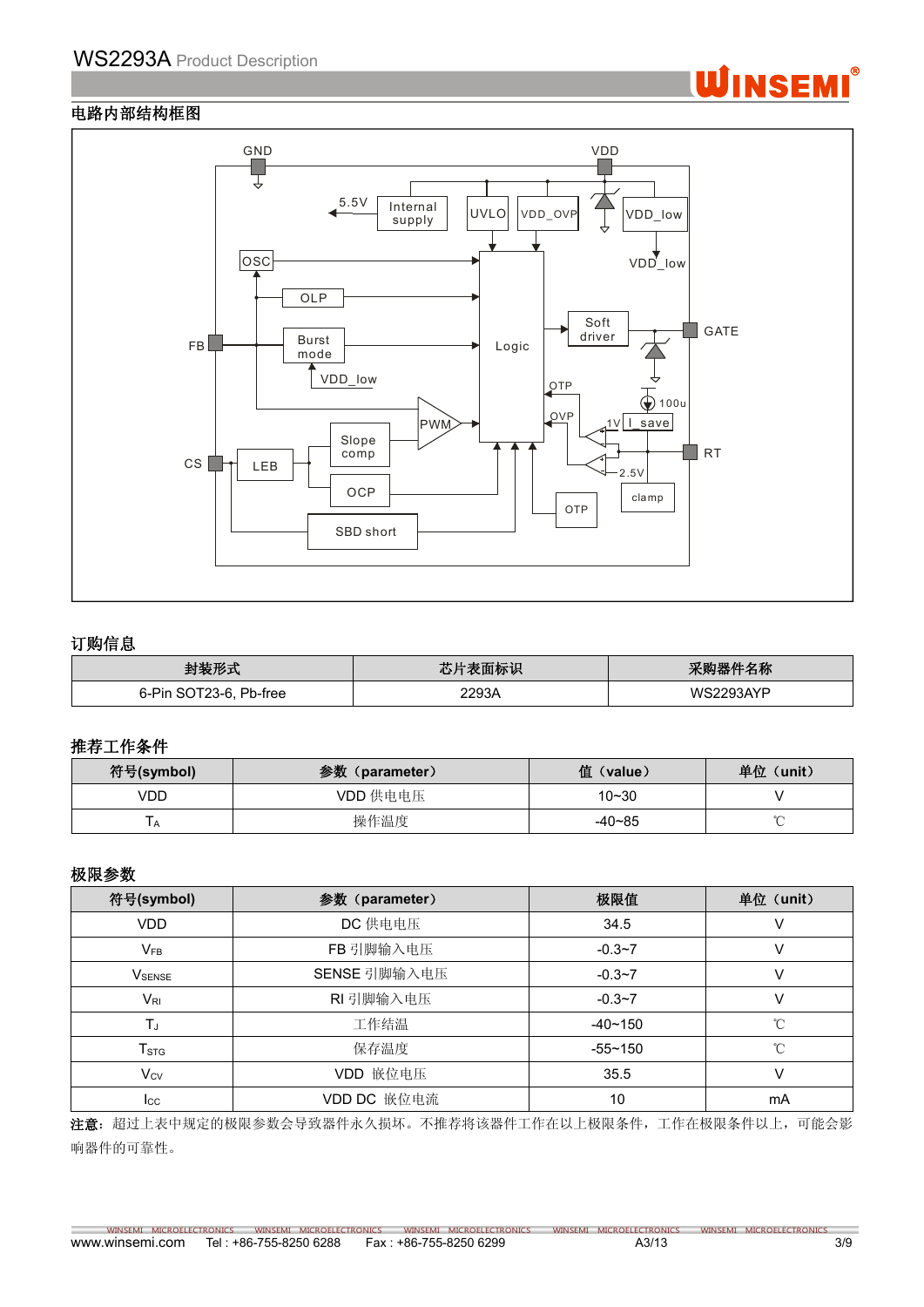## 电路内部结构框图

## 订购信息

| 封装形式 | 芯片表面标识 | 采购器件名称 |
| --- | --- | --- |
| 6-Pin SOT23-6, Pb-free | 2293A | WS2293AYP |

## 推荐工作条件

| 符号(symbol) | 参数（parameter） | 值（value） | 单位（unit） |
| --- | --- | --- | --- |
| VDD | VDD 供电电压 | 10~30 | V |
| $T_A$ | 操作温度 | -40~85 | ℃ |

## 极限参数

| 符号(symbol) | 参数（parameter） | 极限值 | 单位（unit） |
| --- | --- | --- | --- |
| VDD | DC 供电电压 | 34.5 | V |
| $V_{FB}$ | FB 引脚输入电压 | -0.3~7 | V |
| $V_{SENSE}$ | SENSE 引脚输入电压 | -0.3~7 | V |
| $V_{RI}$ | RI 引脚输入电压 | -0.3~7 | V |
| $T_J$ | 工作结温 | -40~150 | ℃ |
| $T_{STG}$ | 保存温度 | -55~150 | ℃ |
| $V_{CV}$ | VDD 嵌位电压 | 35.5 | V |
| $I_{CC}$ | VDD DC 嵌位电流 | 10 | mA |

**注意**：超过上表中规定的极限参数会导致器件永久损坏。不推荐将该器件工作在以上极限条件，工作在极限条件以上，可能会影响器件的可靠性。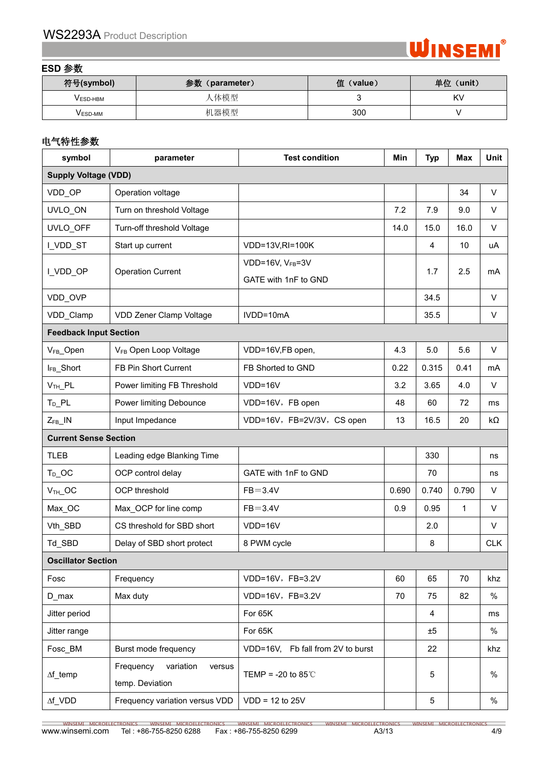## ESD 参数

| 符号(symbol) | 参数（parameter） | 值（value） | 单位（unit） |
|---|---|---|---|
| $V_{ESD-HBM}$ | 人体模型 | 3 | KV |
| $V_{ESD-MM}$ | 机器模型 | 300 | V |

## 电气特性参数

| symbol | parameter | Test condition | Min | Typ | Max | Unit |
|---|---|---|---|---|---|---|
| **Supply Voltage (VDD)** | | | | | | |
| VDD_OP | Operation voltage | | | | 34 | V |
| UVLO_ON | Turn on threshold Voltage | | 7.2 | 7.9 | 9.0 | V |
| UVLO_OFF | Turn-off threshold Voltage | | 14.0 | 15.0 | 16.0 | V |
| I_VDD_ST | Start up current | VDD=13V,RI=100K | | 4 | 10 | uA |
| I_VDD_OP | Operation Current | VDD=16V, $V_{FB}$=3V GATE with 1nF to GND | | 1.7 | 2.5 | mA |
| VDD_OVP | | | | 34.5 | | V |
| VDD_Clamp | VDD Zener Clamp Voltage | IVDD=10mA | | 35.5 | | V |
| **Feedback Input Section** | | | | | | |
| $V_{FB}$_Open | $V_{FB}$ Open Loop Voltage | VDD=16V,FB open, | 4.3 | 5.0 | 5.6 | V |
| $I_{FB}$_Short | FB Pin Short Current | FB Shorted to GND | 0.22 | 0.315 | 0.41 | mA |
| $V_{TH}$_PL | Power limiting FB Threshold | VDD=16V | 3.2 | 3.65 | 4.0 | V |
| $T_D$_PL | Power limiting Debounce | VDD=16V，FB open | 48 | 60 | 72 | ms |
| $Z_{FB}$_IN | Input Impedance | VDD=16V，FB=2V/3V，CS open | 13 | 16.5 | 20 | kΩ |
| **Current Sense Section** | | | | | | |
| TLEB | Leading edge Blanking Time | | | 330 | | ns |
| $T_D$_OC | OCP control delay | GATE with 1nF to GND | | 70 | | ns |
| $V_{TH}$_OC | OCP threshold | FB＝3.4V | 0.690 | 0.740 | 0.790 | V |
| Max_OC | Max_OCP for line comp | FB＝3.4V | 0.9 | 0.95 | 1 | V |
| Vth_SBD | CS threshold for SBD short | VDD=16V | | 2.0 | | V |
| Td_SBD | Delay of SBD short protect | 8 PWM cycle | | 8 | | CLK |
| **Oscillator Section** | | | | | | |
| Fosc | Frequency | VDD=16V，FB=3.2V | 60 | 65 | 70 | khz |
| D_max | Max duty | VDD=16V，FB=3.2V | 70 | 75 | 82 | % |
| Jitter period | | For 65K | | 4 | | ms |
| Jitter range | | For 65K | | ±5 | | % |
| Fosc_BM | Burst mode frequency | VDD=16V, Fb fall from 2V to burst | | 22 | | khz |
| Δf_temp | Frequency variation versus temp. Deviation | TEMP = -20 to 85℃ | | 5 | | % |
| Δf_VDD | Frequency variation versus VDD | VDD = 12 to 25V | | 5 | | % |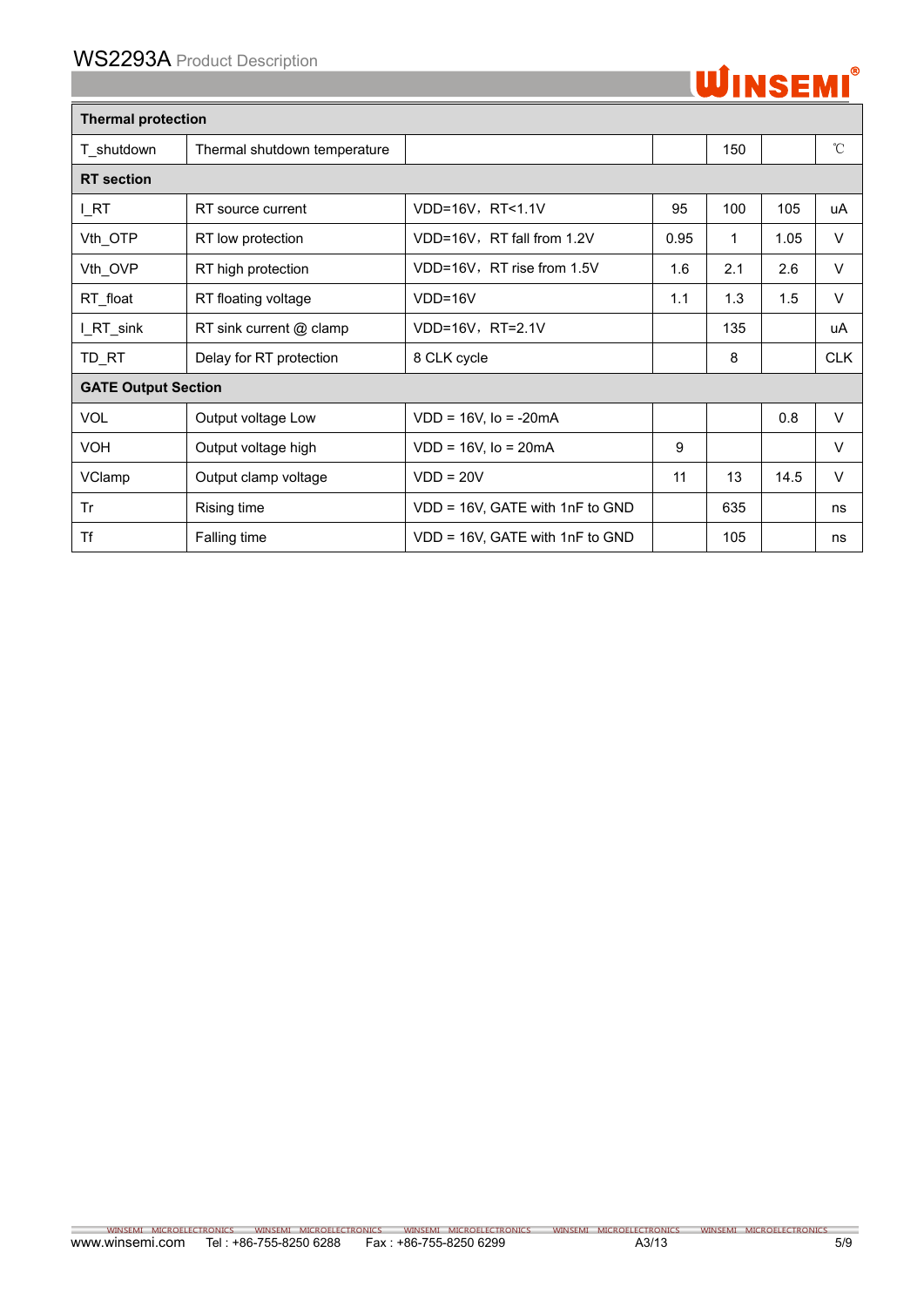| | | | | | | |
|---|---|---|---|---|---|---|
| **Thermal protection** | | | | | | |
| T_shutdown | Thermal shutdown temperature | | | 150 | | ℃ |
| **RT section** | | | | | | |
| I_RT | RT source current | VDD=16V，RT<1.1V | 95 | 100 | 105 | uA |
| Vth_OTP | RT low protection | VDD=16V，RT fall from 1.2V | 0.95 | 1 | 1.05 | V |
| Vth_OVP | RT high protection | VDD=16V，RT rise from 1.5V | 1.6 | 2.1 | 2.6 | V |
| RT_float | RT floating voltage | VDD=16V | 1.1 | 1.3 | 1.5 | V |
| I_RT_sink | RT sink current @ clamp | VDD=16V，RT=2.1V | | 135 | | uA |
| TD_RT | Delay for RT protection | 8 CLK cycle | | 8 | | CLK |
| **GATE Output Section** | | | | | | |
| VOL | Output voltage Low | VDD = 16V, Io = -20mA | | | 0.8 | V |
| VOH | Output voltage high | VDD = 16V, Io = 20mA | 9 | | | V |
| VClamp | Output clamp voltage | VDD = 20V | 11 | 13 | 14.5 | V |
| Tr | Rising time | VDD = 16V, GATE with 1nF to GND | | 635 | | ns |
| Tf | Falling time | VDD = 16V, GATE with 1nF to GND | | 105 | | ns |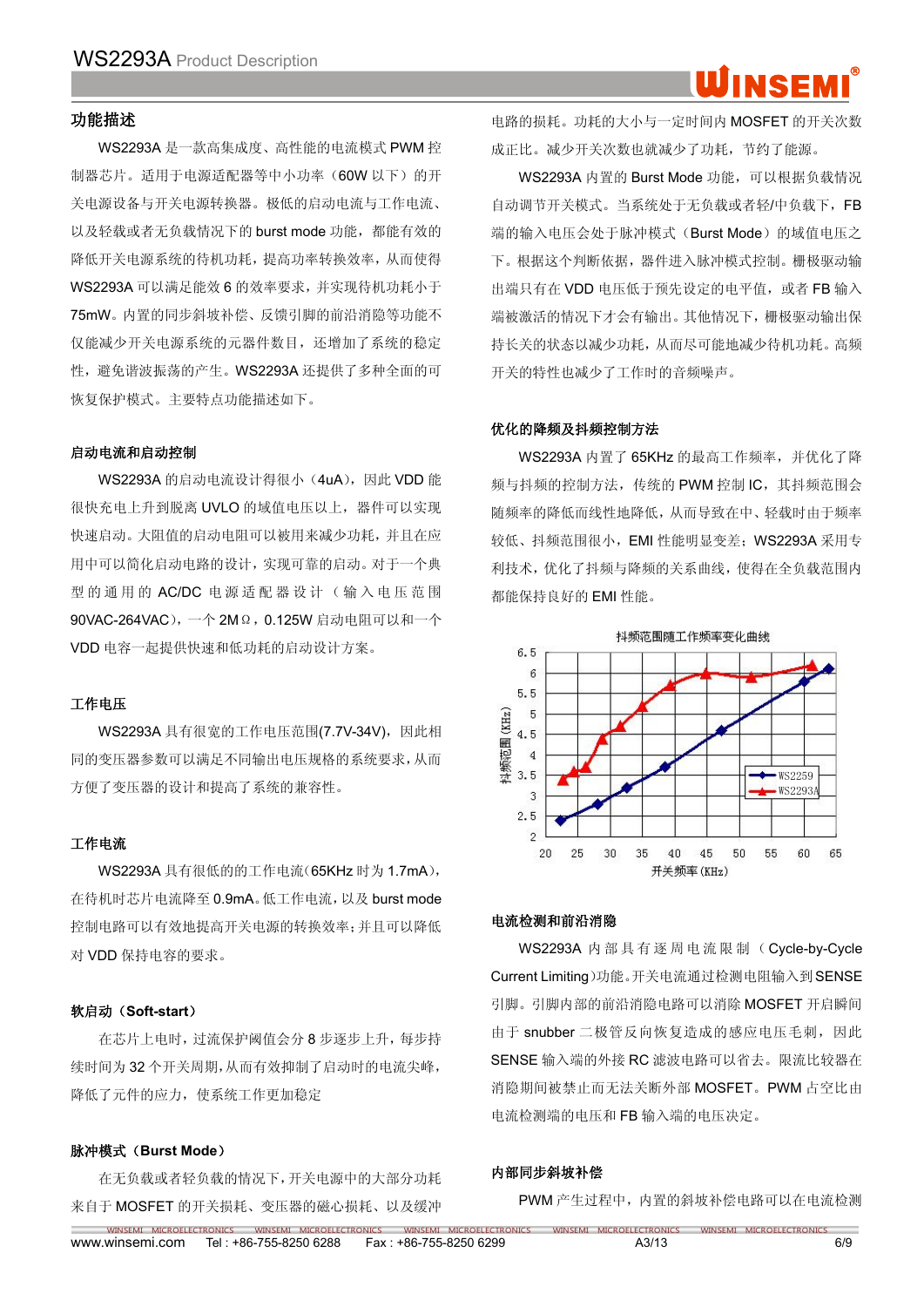## 功能描述

WS2293A 是一款高集成度、高性能的电流模式 PWM 控制器芯片。适用于电源适配器等中小功率（60W 以下）的开关电源设备与开关电源转换器。极低的启动电流与工作电流、以及轻载或者无负载情况下的 burst mode 功能，都能有效的降低开关电源系统的待机功耗，提高功率转换效率，从而使得 WS2293A 可以满足能效 6 的效率要求，并实现待机功耗小于 75mW。内置的同步斜坡补偿、反馈引脚的前沿消隐等功能不仅能减少开关电源系统的元器件数目，还增加了系统的稳定性，避免谐波振荡的产生。WS2293A 还提供了多种全面的可恢复保护模式。主要特点功能描述如下。

### 启动电流和启动控制

WS2293A 的启动电流设计得很小（4uA），因此 VDD 能很快充电上升到脱离 UVLO 的域值电压以上，器件可以实现快速启动。大阻值的启动电阻可以被用来减少功耗，并且在应用中可以简化启动电路的设计，实现可靠的启动。对于一个典型的通用的 AC/DC 电源适配器设计（输入电压范围 90VAC-264VAC），一个 2MΩ，0.125W 启动电阻可以和一个 VDD 电容一起提供快速和低功耗的启动设计方案。

### 工作电压

WS2293A 具有很宽的工作电压范围(7.7V-34V)，因此相同的变压器参数可以满足不同输出电压规格的系统要求，从而方便了变压器的设计和提高了系统的兼容性。

### 工作电流

WS2293A 具有很低的的工作电流（65KHz 时为 1.7mA），在待机时芯片电流降至 0.9mA。低工作电流，以及 burst mode 控制电路可以有效地提高开关电源的转换效率；并且可以降低对 VDD 保持电容的要求。

### 软启动（Soft-start）

在芯片上电时，过流保护阀值会分 8 步逐步上升，每步持续时间为 32 个开关周期，从而有效抑制了启动时的电流尖峰，降低了元件的应力，使系统工作更加稳定

### 脉冲模式（Burst Mode）

在无负载或者轻负载的情况下，开关电源中的大部分功耗来自于 MOSFET 的开关损耗、变压器的磁心损耗、以及缓冲电路的损耗。功耗的大小与一定时间内 MOSFET 的开关次数成正比。减少开关次数也就减少了功耗，节约了能源。

WS2293A 内置的 Burst Mode 功能，可以根据负载情况自动调节开关模式。当系统处于无负载或者轻/中负载下，FB 端的输入电压会处于脉冲模式（Burst Mode）的域值电压之下。根据这个判断依据，器件进入脉冲模式控制。栅极驱动输出端只有在 VDD 电压低于预先设定的电平值，或者 FB 输入端被激活的情况下才会有输出。其他情况下，栅极驱动输出保持长关的状态以减少功耗，从而尽可能地减少待机功耗。高频开关的特性也减少了工作时的音频噪声。

### 优化的降频及抖频控制方法

WS2293A 内置了 65KHz 的最高工作频率，并优化了降频与抖频的控制方法，传统的 PWM 控制 IC，其抖频范围会随频率的降低而线性地降低，从而导致在中、轻载时由于频率较低、抖频范围很小，EMI 性能明显变差；WS2293A 采用专利技术，优化了抖频与降频的关系曲线，使得在全负载范围内都能保持良好的 EMI 性能。

抖频范围随工作频率变化曲线

### 电流检测和前沿消隐

WS2293A 内部具有逐周电流限制（Cycle-by-Cycle Current Limiting）功能。开关电流通过检测电阻输入到 SENSE 引脚。引脚内部的前沿消隐电路可以消除 MOSFET 开启瞬间由于 snubber 二极管反向恢复造成的感应电压毛刺，因此 SENSE 输入端的外接 RC 滤波电路可以省去。限流比较器在消隐期间被禁止而无法关断外部 MOSFET。PWM 占空比由电流检测端的电压和 FB 输入端的电压决定。

### 内部同步斜坡补偿

PWM 产生过程中，内置的斜坡补偿电路可以在电流检测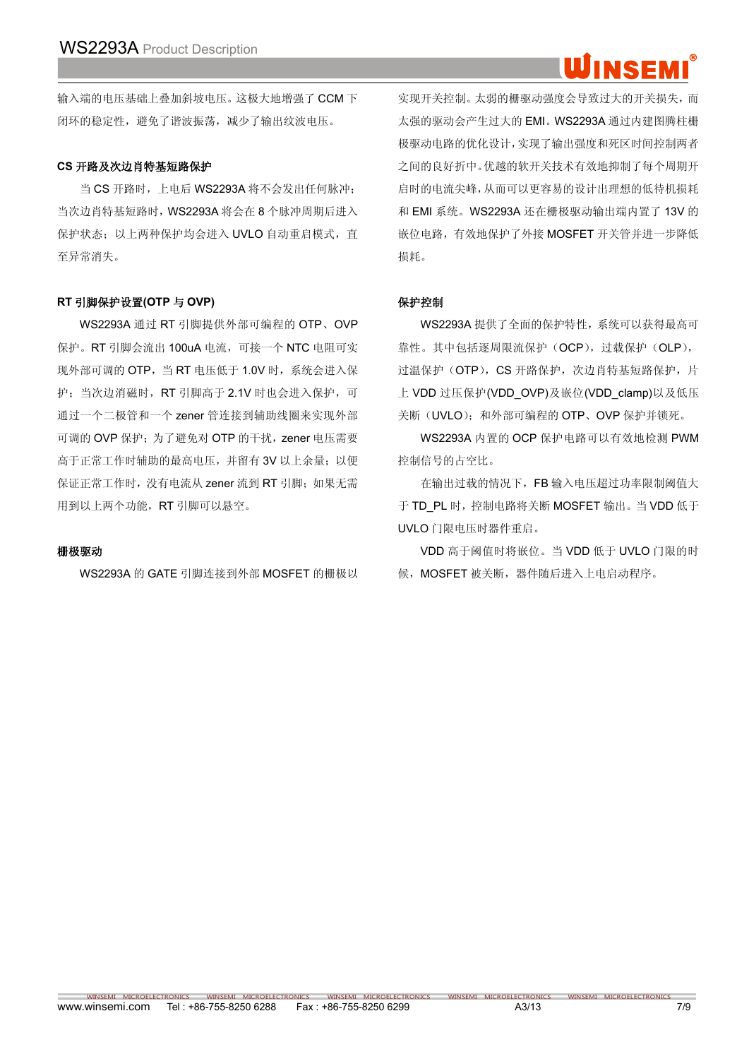输入端的电压基础上叠加斜坡电压。这极大地增强了 CCM 下闭环的稳定性，避免了谐波振荡，减少了输出纹波电压。

**CS 开路及次边肖特基短路保护**

当 CS 开路时，上电后 WS2293A 将不会发出任何脉冲；当次边肖特基短路时，WS2293A 将会在 8 个脉冲周期后进入保护状态；以上两种保护均会进入 UVLO 自动重启模式，直至异常消失。

**RT 引脚保护设置(OTP 与 OVP)**

WS2293A 通过 RT 引脚提供外部可编程的 OTP、OVP 保护。RT 引脚会流出 100uA 电流，可接一个 NTC 电阻可实现外部可调的 OTP，当 RT 电压低于 1.0V 时，系统会进入保护；当次边消磁时，RT 引脚高于 2.1V 时也会进入保护，可通过一个二极管和一个 zener 管连接到辅助线圈来实现外部可调的 OVP 保护；为了避免对 OTP 的干扰，zener 电压需要高于正常工作时辅助的最高电压，并留有 3V 以上余量；以便保证正常工作时，没有电流从 zener 流到 RT 引脚；如果无需用到以上两个功能，RT 引脚可以悬空。

**栅极驱动**

WS2293A 的 GATE 引脚连接到外部 MOSFET 的栅极以实现开关控制。太弱的栅驱动强度会导致过大的开关损失，而太强的驱动会产生过大的 EMI。WS2293A 通过内建图腾柱栅极驱动电路的优化设计，实现了输出强度和死区时间控制两者之间的良好折中。优越的软开关技术有效地抑制了每个周期开启时的电流尖峰，从而可以更容易的设计出理想的低待机损耗和 EMI 系统。WS2293A 还在栅极驱动输出端内置了 13V 的嵌位电路，有效地保护了外接 MOSFET 开关管并进一步降低损耗。

**保护控制**

WS2293A 提供了全面的保护特性，系统可以获得最高可靠性。其中包括逐周限流保护（OCP），过载保护（OLP），过温保护（OTP），CS 开路保护，次边肖特基短路保护，片上 VDD 过压保护(VDD_OVP)及嵌位(VDD_clamp)以及低压关断（UVLO）；和外部可编程的 OTP、OVP 保护并锁死。

WS2293A 内置的 OCP 保护电路可以有效地检测 PWM 控制信号的占空比。

在输出过载的情况下，FB 输入电压超过功率限制阀值大于 TD_PL 时，控制电路将关断 MOSFET 输出。当 VDD 低于 UVLO 门限电压时器件重启。

VDD 高于阈值时将嵌位。当 VDD 低于 UVLO 门限的时候，MOSFET 被关断，器件随后进入上电启动程序。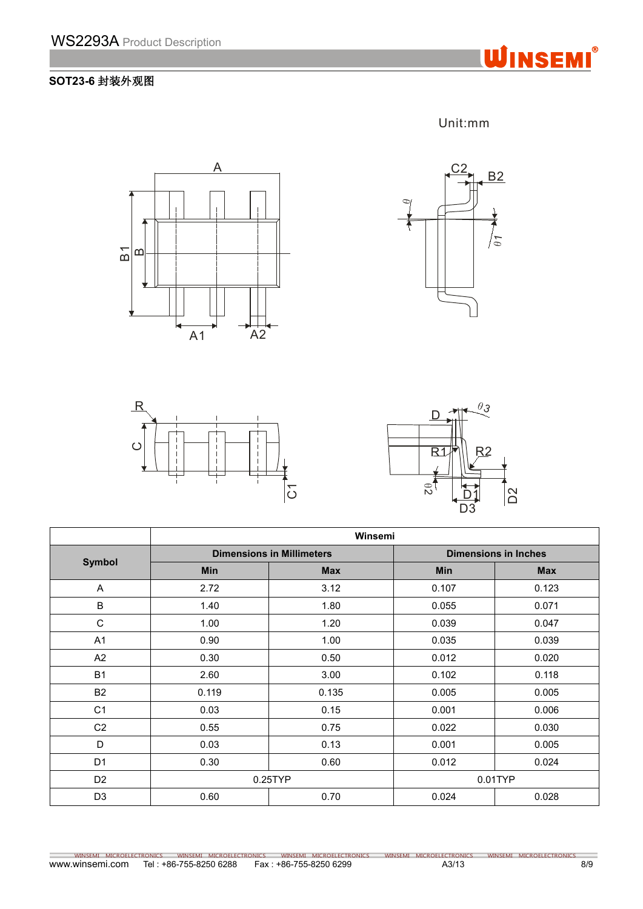## SOT23-6 封装外观图

Unit:mm

| Symbol | Winsemi | | | |
|---|---|---|---|---|
| | Dimensions in Millimeters | | Dimensions in Inches | |
| | Min | Max | Min | Max |
| A | 2.72 | 3.12 | 0.107 | 0.123 |
| B | 1.40 | 1.80 | 0.055 | 0.071 |
| C | 1.00 | 1.20 | 0.039 | 0.047 |
| A1 | 0.90 | 1.00 | 0.035 | 0.039 |
| A2 | 0.30 | 0.50 | 0.012 | 0.020 |
| B1 | 2.60 | 3.00 | 0.102 | 0.118 |
| B2 | 0.119 | 0.135 | 0.005 | 0.005 |
| C1 | 0.03 | 0.15 | 0.001 | 0.006 |
| C2 | 0.55 | 0.75 | 0.022 | 0.030 |
| D | 0.03 | 0.13 | 0.001 | 0.005 |
| D1 | 0.30 | 0.60 | 0.012 | 0.024 |
| D2 | 0.25TYP | | 0.01TYP | |
| D3 | 0.60 | 0.70 | 0.024 | 0.028 |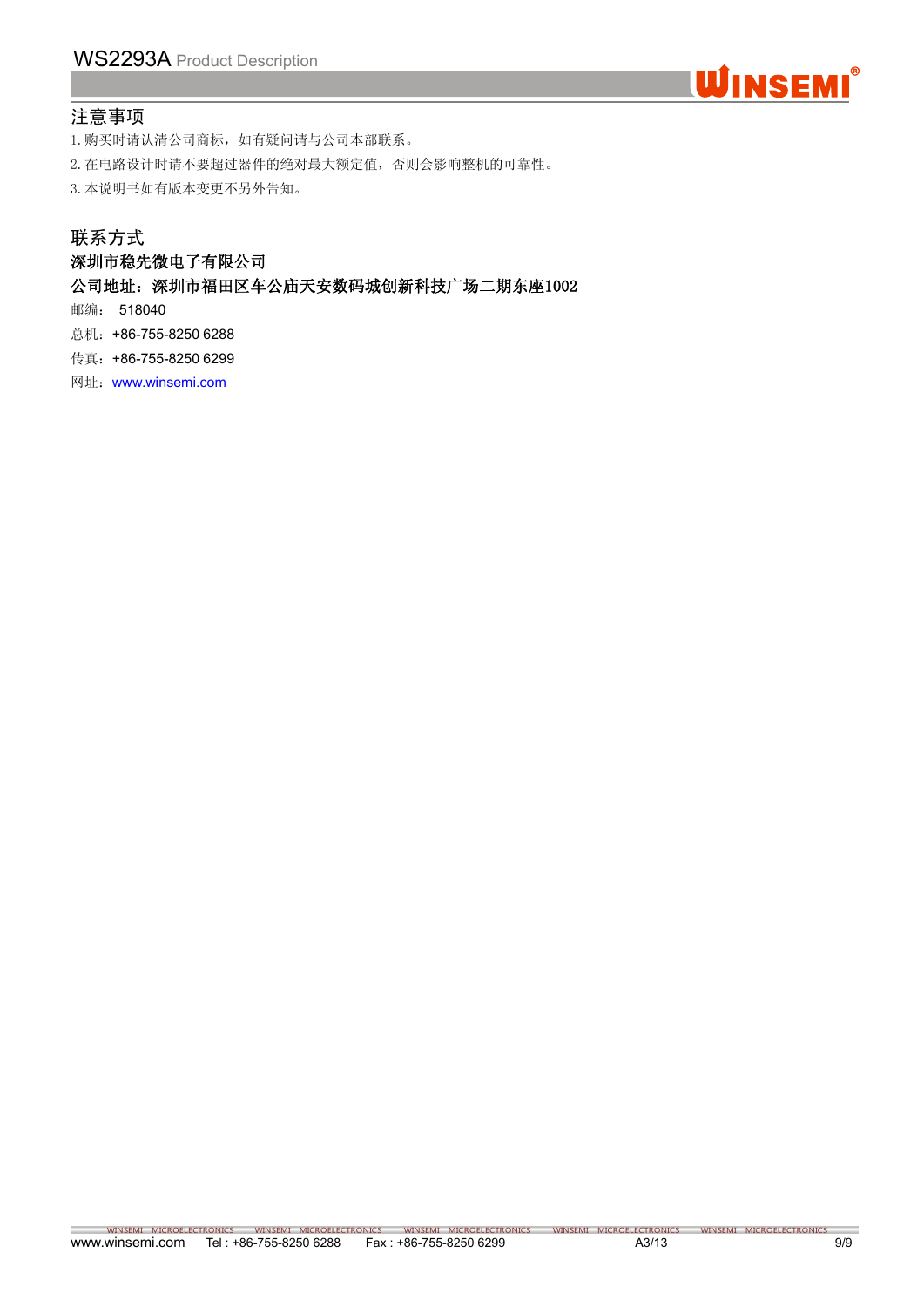## 注意事项

1. 购买时请认清公司商标，如有疑问请与公司本部联系。
2. 在电路设计时请不要超过器件的绝对最大额定值，否则会影响整机的可靠性。
3. 本说明书如有版本变更不另外告知。

## 联系方式

**深圳市稳先微电子有限公司**

**公司地址：深圳市福田区车公庙天安数码城创新科技广场二期东座1002**

邮编： 518040

总机：+86-755-8250 6288

传真：+86-755-8250 6299

网址：www.winsemi.com